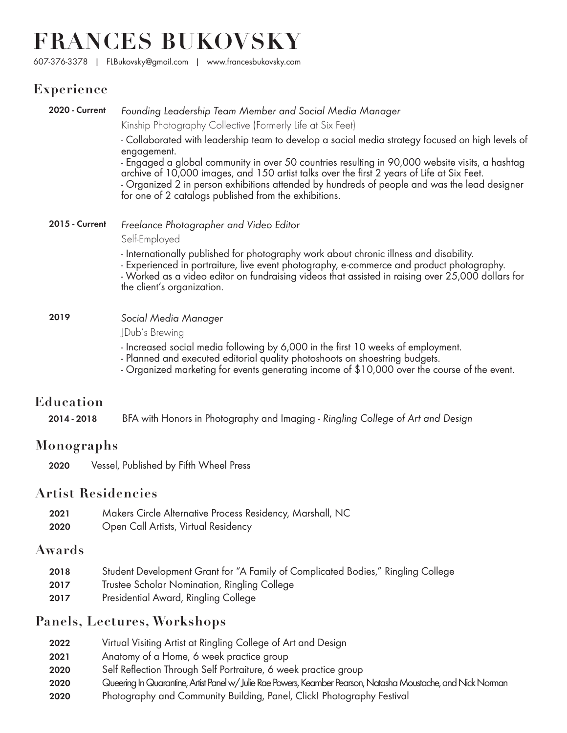# FRANCES BUKOVSKY

607-376-3378 | FLBukovsky@gmail.com | www.francesbukovsky.com

## Experience

**2020 - Current** *Founding Leadership Team Member and Social Media Manager*

Kinship Photography Collective (Formerly Life at Six Feet)

- Collaborated with leadership team to develop a social media strategy focused on high levels of engagement.
- Engaged a global community in over 50 countries resulting in 90,000 website visits, a hashtag archive of 10,000 images, and 150 artist talks over the first 2 years of Life at Six Feet.
- Organized 2 in person exhibitions attended by hundreds of people and was the lead designer for one of 2 catalogs published from the exhibitions.

**2015 - Current** *Freelance Photographer and Video Editor*

Self-Employed

- Internationally published for photography work about chronic illness and disability.
- Experienced in portraiture, live event photography, e-commerce and product photography.
- Worked as a video editor on fundraising videos that assisted in raising over 25,000 dollars for the client's organization.

**2019** *Social Media Manager*

JDub's Brewing

- Increased social media following by 6,000 in the first 10 weeks of employment.
- Planned and executed editorial quality photoshoots on shoestring budgets.
- Organized marketing for events generating income of $10,000 over the course of the event.

## Education

**2014 - 2018** BFA with Honors in Photography and Imaging - *Ringling College of Art and Design*

## Monographs

**2020** Vessel, Published by Fifth Wheel Press

## Artist Residencies

**2021** Makers Circle Alternative Process Residency, Marshall, NC

**2020** Open Call Artists, Virtual Residency

## Awards

**2018** Student Development Grant for "A Family of Complicated Bodies," Ringling College

**2017** Trustee Scholar Nomination, Ringling College

**2017** Presidential Award, Ringling College

## Panels, Lectures, Workshops

**2022** Virtual Visiting Artist at Ringling College of Art and Design

**2021** Anatomy of a Home, 6 week practice group

**2020** Self Reflection Through Self Portraiture, 6 week practice group

**2020** Queering In Quarantine, Artist Panel w/ Julie Rae Powers, Keamber Pearson, Natasha Moustache, and Nick Norman

**2020** Photography and Community Building, Panel, Click! Photography Festival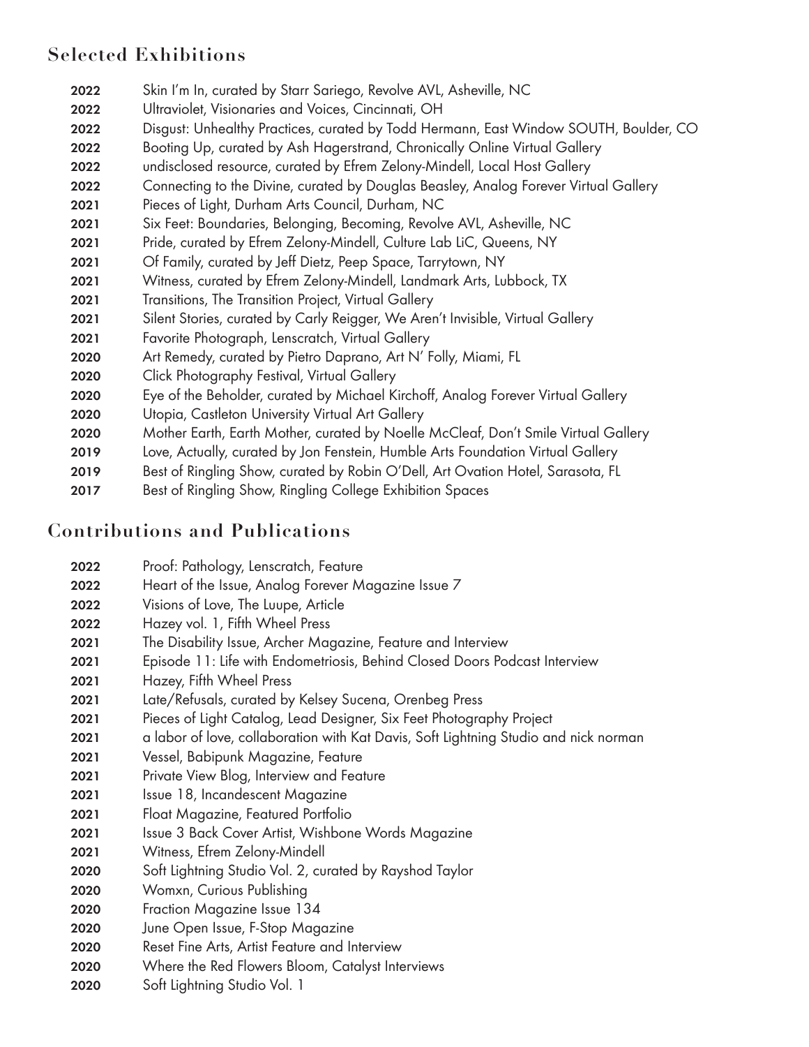## Selected Exhibitions

- 2022 Skin I'm In, curated by Starr Sariego, Revolve AVL, Asheville, NC
- 2022 Ultraviolet, Visionaries and Voices, Cincinnati, OH
- 2022 Disgust: Unhealthy Practices, curated by Todd Hermann, East Window SOUTH, Boulder, CO
- 2022 Booting Up, curated by Ash Hagerstrand, Chronically Online Virtual Gallery
- 2022 undisclosed resource, curated by Efrem Zelony-Mindell, Local Host Gallery
- 2022 Connecting to the Divine, curated by Douglas Beasley, Analog Forever Virtual Gallery
- 2021 Pieces of Light, Durham Arts Council, Durham, NC
- 2021 Six Feet: Boundaries, Belonging, Becoming, Revolve AVL, Asheville, NC
- 2021 Pride, curated by Efrem Zelony-Mindell, Culture Lab LiC, Queens, NY
- 2021 Of Family, curated by Jeff Dietz, Peep Space, Tarrytown, NY
- 2021 Witness, curated by Efrem Zelony-Mindell, Landmark Arts, Lubbock, TX
- 2021 Transitions, The Transition Project, Virtual Gallery
- 2021 Silent Stories, curated by Carly Reigger, We Aren't Invisible, Virtual Gallery
- 2021 Favorite Photograph, Lenscratch, Virtual Gallery
- 2020 Art Remedy, curated by Pietro Daprano, Art N' Folly, Miami, FL
- 2020 Click Photography Festival, Virtual Gallery
- 2020 Eye of the Beholder, curated by Michael Kirchoff, Analog Forever Virtual Gallery
- 2020 Utopia, Castleton University Virtual Art Gallery
- 2020 Mother Earth, Earth Mother, curated by Noelle McCleaf, Don't Smile Virtual Gallery
- 2019 Love, Actually, curated by Jon Fenstein, Humble Arts Foundation Virtual Gallery
- 2019 Best of Ringling Show, curated by Robin O'Dell, Art Ovation Hotel, Sarasota, FL
- 2017 Best of Ringling Show, Ringling College Exhibition Spaces

## Contributions and Publications

- 2022 Proof: Pathology, Lenscratch, Feature
- 2022 Heart of the Issue, Analog Forever Magazine Issue 7
- 2022 Visions of Love, The Luupe, Article
- 2022 Hazey vol. 1, Fifth Wheel Press
- 2021 The Disability Issue, Archer Magazine, Feature and Interview
- 2021 Episode 11: Life with Endometriosis, Behind Closed Doors Podcast Interview
- 2021 Hazey, Fifth Wheel Press
- 2021 Late/Refusals, curated by Kelsey Sucena, Orenbeg Press
- 2021 Pieces of Light Catalog, Lead Designer, Six Feet Photography Project
- 2021 a labor of love, collaboration with Kat Davis, Soft Lightning Studio and nick norman
- 2021 Vessel, Babipunk Magazine, Feature
- 2021 Private View Blog, Interview and Feature
- 2021 Issue 18, Incandescent Magazine
- 2021 Float Magazine, Featured Portfolio
- 2021 Issue 3 Back Cover Artist, Wishbone Words Magazine
- 2021 Witness, Efrem Zelony-Mindell
- 2020 Soft Lightning Studio Vol. 2, curated by Rayshod Taylor
- 2020 Womxn, Curious Publishing
- 2020 Fraction Magazine Issue 134
- 2020 June Open Issue, F-Stop Magazine
- 2020 Reset Fine Arts, Artist Feature and Interview
- 2020 Where the Red Flowers Bloom, Catalyst Interviews
- 2020 Soft Lightning Studio Vol. 1